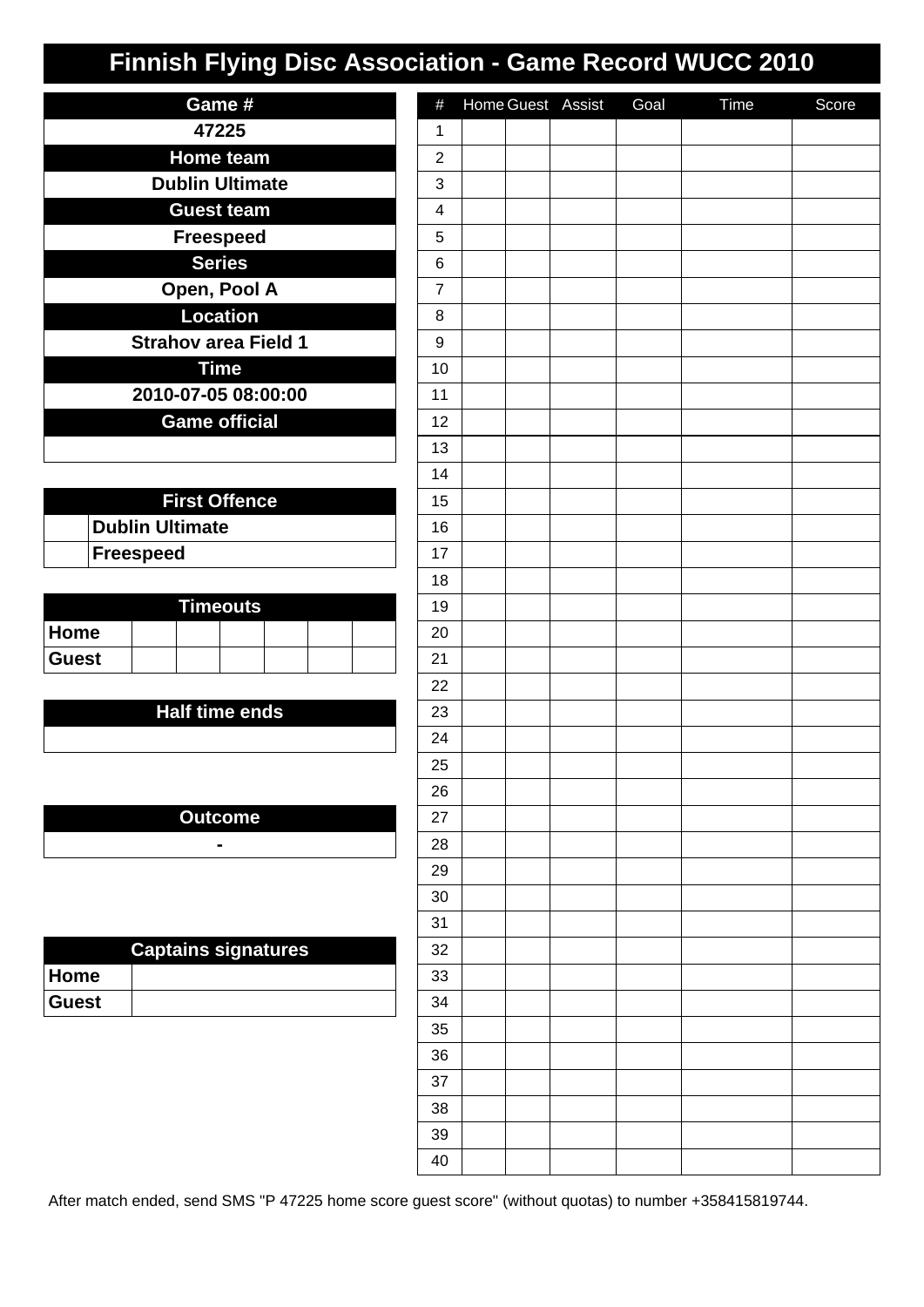# Finnish Flying Disc Association - Game Record WUCC 2010

| Game # |
| --- |
| 47225 |

| Home team |
| --- |
| Dublin Ultimate |

| Guest team |
| --- |
| Freespeed |

| Series |
| --- |
| Open, Pool A |

| Location |
| --- |
| Strahov area Field 1 |

| Time |
| --- |
| 2010-07-05 08:00:00 |

| Game official |
| --- |
| |

| First Offence | |
| --- | --- |
| | Dublin Ultimate |
| | Freespeed |

| Timeouts | | | | | | |
| --- | --- | --- | --- | --- | --- | --- |
| Home | | | | | | |
| Guest | | | | | | |

| Half time ends |
| --- |
| |

| Outcome |
| --- |
| - |

| Captains signatures | |
| --- | --- |
| Home | |
| Guest | |

| # | Home | Guest | Assist | Goal | Time | Score |
| --- | --- | --- | --- | --- | --- | --- |
| 1 | | | | | | |
| 2 | | | | | | |
| 3 | | | | | | |
| 4 | | | | | | |
| 5 | | | | | | |
| 6 | | | | | | |
| 7 | | | | | | |
| 8 | | | | | | |
| 9 | | | | | | |
| 10 | | | | | | |
| 11 | | | | | | |
| 12 | | | | | | |
| 13 | | | | | | |
| 14 | | | | | | |
| 15 | | | | | | |
| 16 | | | | | | |
| 17 | | | | | | |
| 18 | | | | | | |
| 19 | | | | | | |
| 20 | | | | | | |
| 21 | | | | | | |
| 22 | | | | | | |
| 23 | | | | | | |
| 24 | | | | | | |
| 25 | | | | | | |
| 26 | | | | | | |
| 27 | | | | | | |
| 28 | | | | | | |
| 29 | | | | | | |
| 30 | | | | | | |
| 31 | | | | | | |
| 32 | | | | | | |
| 33 | | | | | | |
| 34 | | | | | | |
| 35 | | | | | | |
| 36 | | | | | | |
| 37 | | | | | | |
| 38 | | | | | | |
| 39 | | | | | | |
| 40 | | | | | | |

After match ended, send SMS "P 47225 home score guest score" (without quotas) to number +358415819744.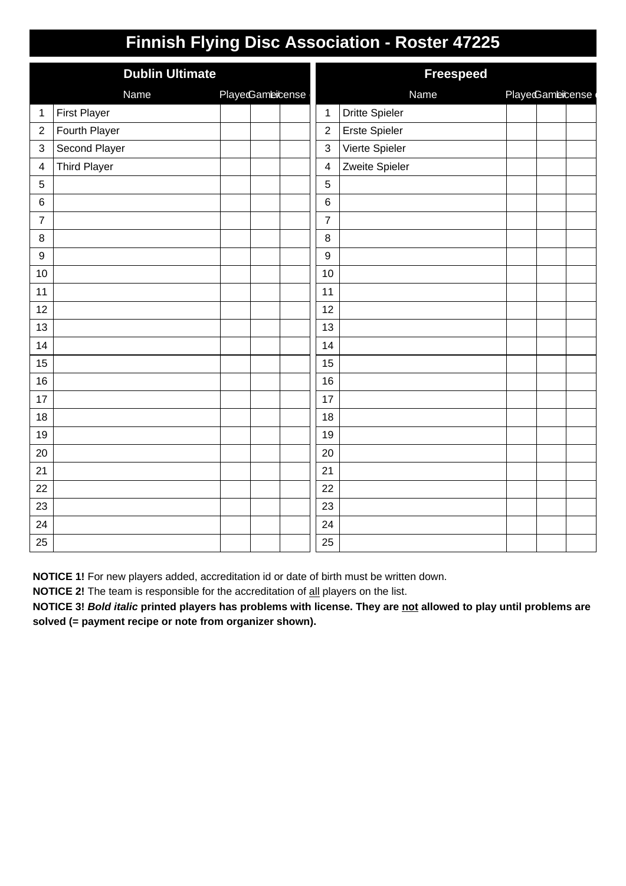# Finnish Flying Disc Association - Roster 47225

| Dublin Ultimate | | | | | Freespeed | | | | |
|---|---|---|---|---|---|---|---|---|---|
| | Name | Played | Game | License | | Name | Played | Game | License |
| 1 | First Player | | | | 1 | Dritte Spieler | | | |
| 2 | Fourth Player | | | | 2 | Erste Spieler | | | |
| 3 | Second Player | | | | 3 | Vierte Spieler | | | |
| 4 | Third Player | | | | 4 | Zweite Spieler | | | |
| 5 | | | | | 5 | | | | |
| 6 | | | | | 6 | | | | |
| 7 | | | | | 7 | | | | |
| 8 | | | | | 8 | | | | |
| 9 | | | | | 9 | | | | |
| 10 | | | | | 10 | | | | |
| 11 | | | | | 11 | | | | |
| 12 | | | | | 12 | | | | |
| 13 | | | | | 13 | | | | |
| 14 | | | | | 14 | | | | |
| 15 | | | | | 15 | | | | |
| 16 | | | | | 16 | | | | |
| 17 | | | | | 17 | | | | |
| 18 | | | | | 18 | | | | |
| 19 | | | | | 19 | | | | |
| 20 | | | | | 20 | | | | |
| 21 | | | | | 21 | | | | |
| 22 | | | | | 22 | | | | |
| 23 | | | | | 23 | | | | |
| 24 | | | | | 24 | | | | |
| 25 | | | | | 25 | | | | |

**NOTICE 1!** For new players added, accreditation id or date of birth must be written down.

**NOTICE 2!** The team is responsible for the accreditation of all players on the list.

**NOTICE 3!** ***Bold italic*** **printed players has problems with license. They are not allowed to play until problems are solved (= payment recipe or note from organizer shown).**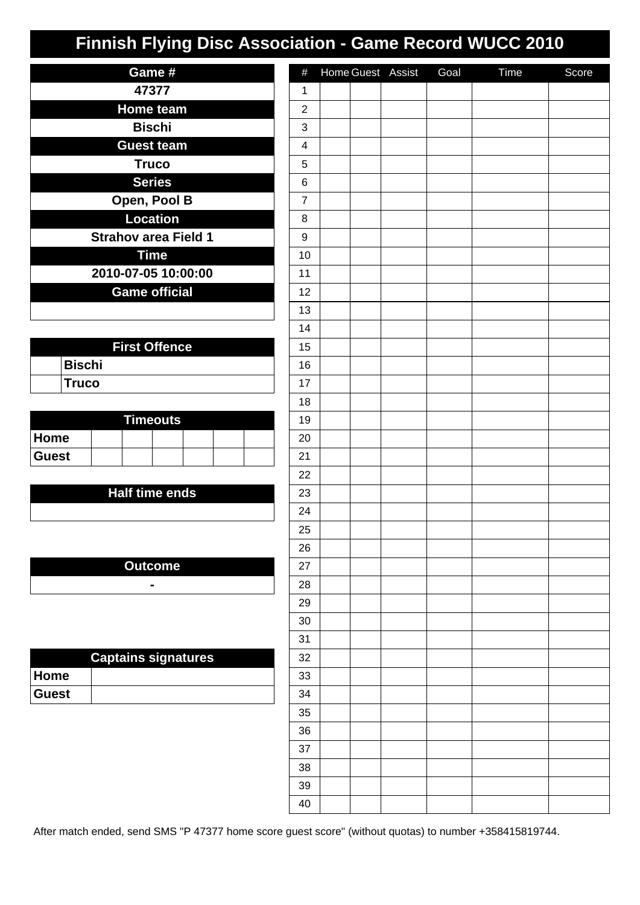# Finnish Flying Disc Association - Game Record WUCC 2010

| Game # |
| --- |
| 47377 |
| **Home team** |
| Bischi |
| **Guest team** |
| Truco |
| **Series** |
| Open, Pool B |
| **Location** |
| Strahov area Field 1 |
| **Time** |
| 2010-07-05 10:00:00 |
| **Game official** |
| |

| First Offence | |
| --- | --- |
| | **Bischi** |
| | **Truco** |

| Timeouts | | | | | | |
| --- | --- | --- | --- | --- | --- | --- |
| **Home** | | | | | | |
| **Guest** | | | | | | |

| Half time ends |
| --- |
| |

| Outcome |
| --- |
| - |

| Captains signatures | |
| --- | --- |
| **Home** | |
| **Guest** | |

| # | Home | Guest | Assist | Goal | Time | Score |
| --- | --- | --- | --- | --- | --- | --- |
| 1 | | | | | | |
| 2 | | | | | | |
| 3 | | | | | | |
| 4 | | | | | | |
| 5 | | | | | | |
| 6 | | | | | | |
| 7 | | | | | | |
| 8 | | | | | | |
| 9 | | | | | | |
| 10 | | | | | | |
| 11 | | | | | | |
| 12 | | | | | | |
| 13 | | | | | | |
| 14 | | | | | | |
| 15 | | | | | | |
| 16 | | | | | | |
| 17 | | | | | | |
| 18 | | | | | | |
| 19 | | | | | | |
| 20 | | | | | | |
| 21 | | | | | | |
| 22 | | | | | | |
| 23 | | | | | | |
| 24 | | | | | | |
| 25 | | | | | | |
| 26 | | | | | | |
| 27 | | | | | | |
| 28 | | | | | | |
| 29 | | | | | | |
| 30 | | | | | | |
| 31 | | | | | | |
| 32 | | | | | | |
| 33 | | | | | | |
| 34 | | | | | | |
| 35 | | | | | | |
| 36 | | | | | | |
| 37 | | | | | | |
| 38 | | | | | | |
| 39 | | | | | | |
| 40 | | | | | | |

After match ended, send SMS "P 47377 home score guest score" (without quotas) to number +358415819744.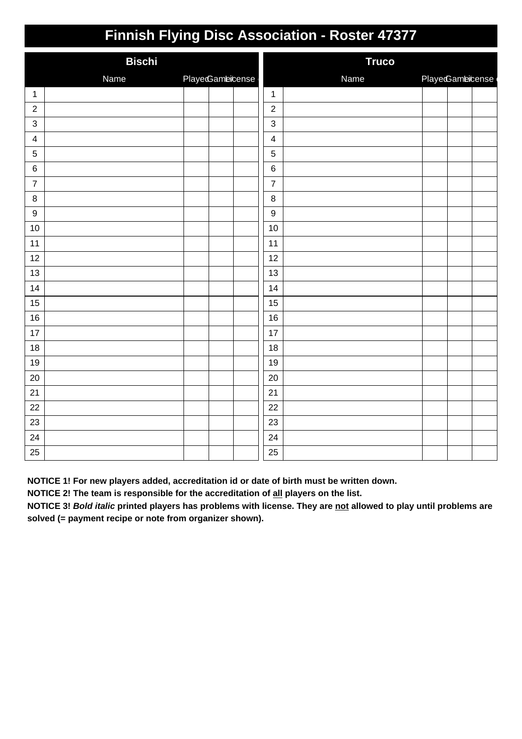# Finnish Flying Disc Association - Roster 47377

## Bischi

| | Name | Played | Games | License ok |
|---|---|---|---|---|
| 1 | | | | |
| 2 | | | | |
| 3 | | | | |
| 4 | | | | |
| 5 | | | | |
| 6 | | | | |
| 7 | | | | |
| 8 | | | | |
| 9 | | | | |
| 10 | | | | |
| 11 | | | | |
| 12 | | | | |
| 13 | | | | |
| 14 | | | | |
| 15 | | | | |
| 16 | | | | |
| 17 | | | | |
| 18 | | | | |
| 19 | | | | |
| 20 | | | | |
| 21 | | | | |
| 22 | | | | |
| 23 | | | | |
| 24 | | | | |
| 25 | | | | |

## Truco

| | Name | Played | Games | License ok |
|---|---|---|---|---|
| 1 | | | | |
| 2 | | | | |
| 3 | | | | |
| 4 | | | | |
| 5 | | | | |
| 6 | | | | |
| 7 | | | | |
| 8 | | | | |
| 9 | | | | |
| 10 | | | | |
| 11 | | | | |
| 12 | | | | |
| 13 | | | | |
| 14 | | | | |
| 15 | | | | |
| 16 | | | | |
| 17 | | | | |
| 18 | | | | |
| 19 | | | | |
| 20 | | | | |
| 21 | | | | |
| 22 | | | | |
| 23 | | | | |
| 24 | | | | |
| 25 | | | | |

**NOTICE 1! For new players added, accreditation id or date of birth must be written down.**

**NOTICE 2! The team is responsible for the accreditation of all players on the list.**

**NOTICE 3! *Bold italic* printed players has problems with license. They are not allowed to play until problems are solved (= payment recipe or note from organizer shown).**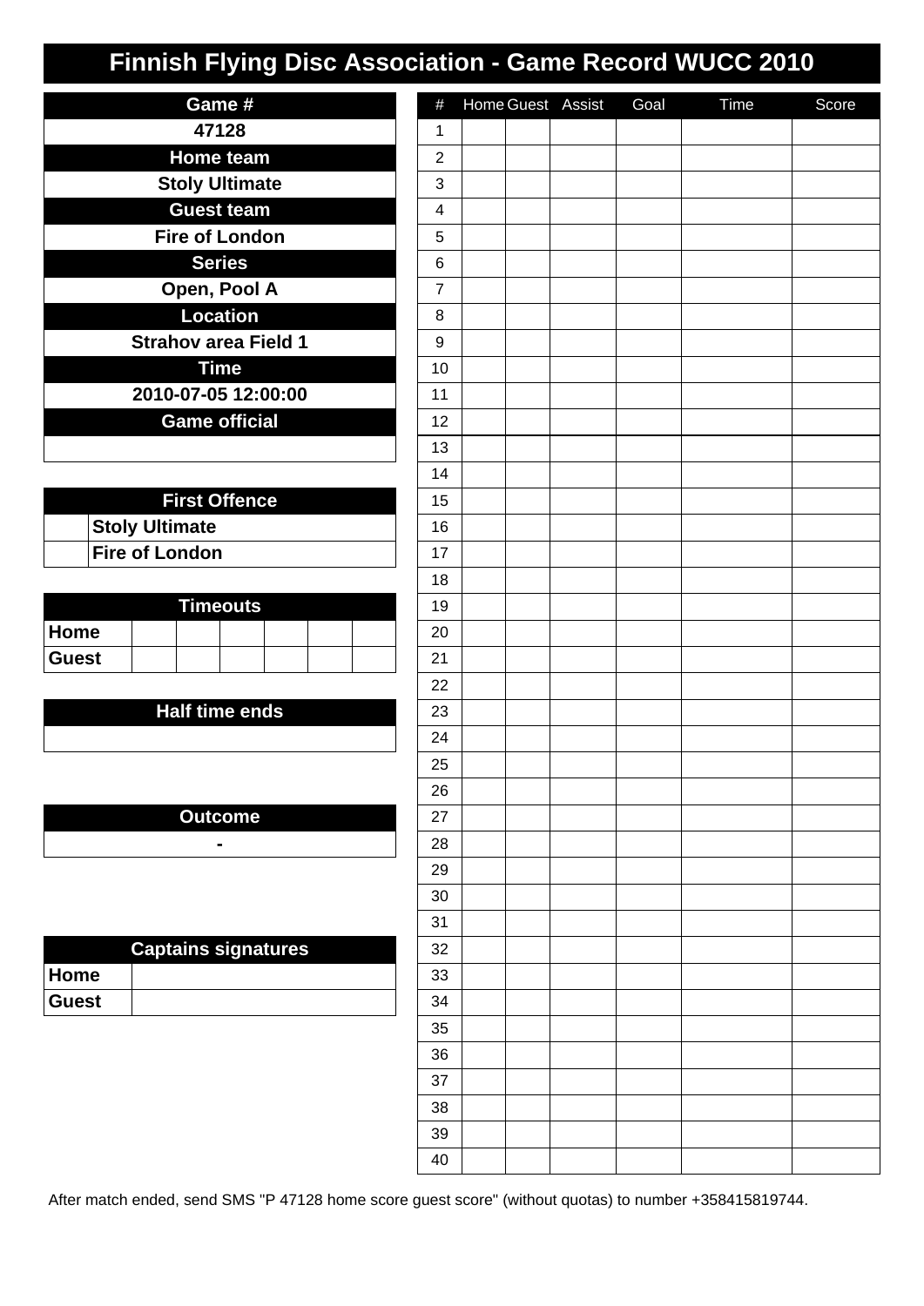# Finnish Flying Disc Association - Game Record WUCC 2010

| Game # |
| --- |
| 47128 |
| **Home team** |
| Stoly Ultimate |
| **Guest team** |
| Fire of London |
| **Series** |
| Open, Pool A |
| **Location** |
| Strahov area Field 1 |
| **Time** |
| 2010-07-05 12:00:00 |
| **Game official** |
| |

| | First Offence |
| --- | --- |
| | Stoly Ultimate |
| | Fire of London |

| Timeouts | | | | | | |
| --- | --- | --- | --- | --- | --- | --- |
| Home | | | | | | |
| Guest | | | | | | |

| Half time ends |
| --- |
| |

| Outcome |
| --- |
| - |

| Captains signatures | |
| --- | --- |
| Home | |
| Guest | |

| # | Home | Guest | Assist | Goal | Time | Score |
| --- | --- | --- | --- | --- | --- | --- |
| 1 | | | | | | |
| 2 | | | | | | |
| 3 | | | | | | |
| 4 | | | | | | |
| 5 | | | | | | |
| 6 | | | | | | |
| 7 | | | | | | |
| 8 | | | | | | |
| 9 | | | | | | |
| 10 | | | | | | |
| 11 | | | | | | |
| 12 | | | | | | |
| 13 | | | | | | |
| 14 | | | | | | |
| 15 | | | | | | |
| 16 | | | | | | |
| 17 | | | | | | |
| 18 | | | | | | |
| 19 | | | | | | |
| 20 | | | | | | |
| 21 | | | | | | |
| 22 | | | | | | |
| 23 | | | | | | |
| 24 | | | | | | |
| 25 | | | | | | |
| 26 | | | | | | |
| 27 | | | | | | |
| 28 | | | | | | |
| 29 | | | | | | |
| 30 | | | | | | |
| 31 | | | | | | |
| 32 | | | | | | |
| 33 | | | | | | |
| 34 | | | | | | |
| 35 | | | | | | |
| 36 | | | | | | |
| 37 | | | | | | |
| 38 | | | | | | |
| 39 | | | | | | |
| 40 | | | | | | |

After match ended, send SMS "P 47128 home score guest score" (without quotas) to number +358415819744.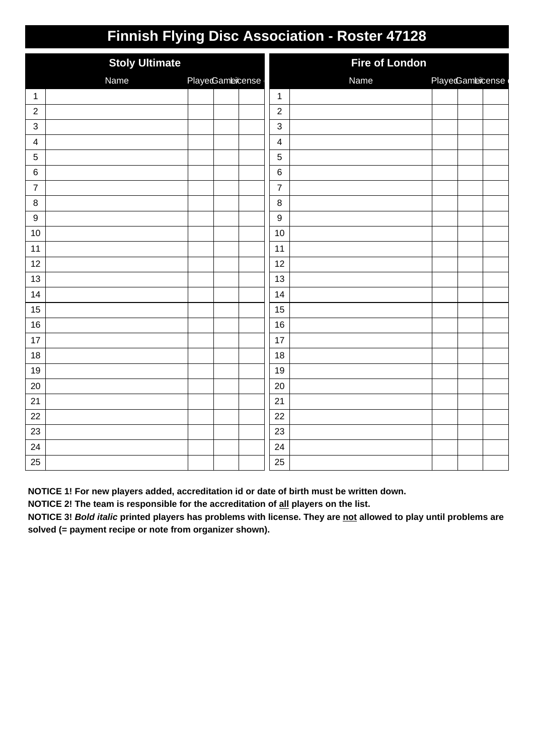# Finnish Flying Disc Association - Roster 47128

## Stoly Ultimate

| | Name | Played | Games | License |
|---|---|---|---|---|
| 1 | | | | |
| 2 | | | | |
| 3 | | | | |
| 4 | | | | |
| 5 | | | | |
| 6 | | | | |
| 7 | | | | |
| 8 | | | | |
| 9 | | | | |
| 10 | | | | |
| 11 | | | | |
| 12 | | | | |
| 13 | | | | |
| 14 | | | | |
| 15 | | | | |
| 16 | | | | |
| 17 | | | | |
| 18 | | | | |
| 19 | | | | |
| 20 | | | | |
| 21 | | | | |
| 22 | | | | |
| 23 | | | | |
| 24 | | | | |
| 25 | | | | |

## Fire of London

| | Name | Played | Games | License |
|---|---|---|---|---|
| 1 | | | | |
| 2 | | | | |
| 3 | | | | |
| 4 | | | | |
| 5 | | | | |
| 6 | | | | |
| 7 | | | | |
| 8 | | | | |
| 9 | | | | |
| 10 | | | | |
| 11 | | | | |
| 12 | | | | |
| 13 | | | | |
| 14 | | | | |
| 15 | | | | |
| 16 | | | | |
| 17 | | | | |
| 18 | | | | |
| 19 | | | | |
| 20 | | | | |
| 21 | | | | |
| 22 | | | | |
| 23 | | | | |
| 24 | | | | |
| 25 | | | | |

**NOTICE 1! For new players added, accreditation id or date of birth must be written down.**

**NOTICE 2! The team is responsible for the accreditation of <u>all</u> players on the list.**

**NOTICE 3! *Bold italic* printed players has problems with license. They are <u>not</u> allowed to play until problems are solved (= payment recipe or note from organizer shown).**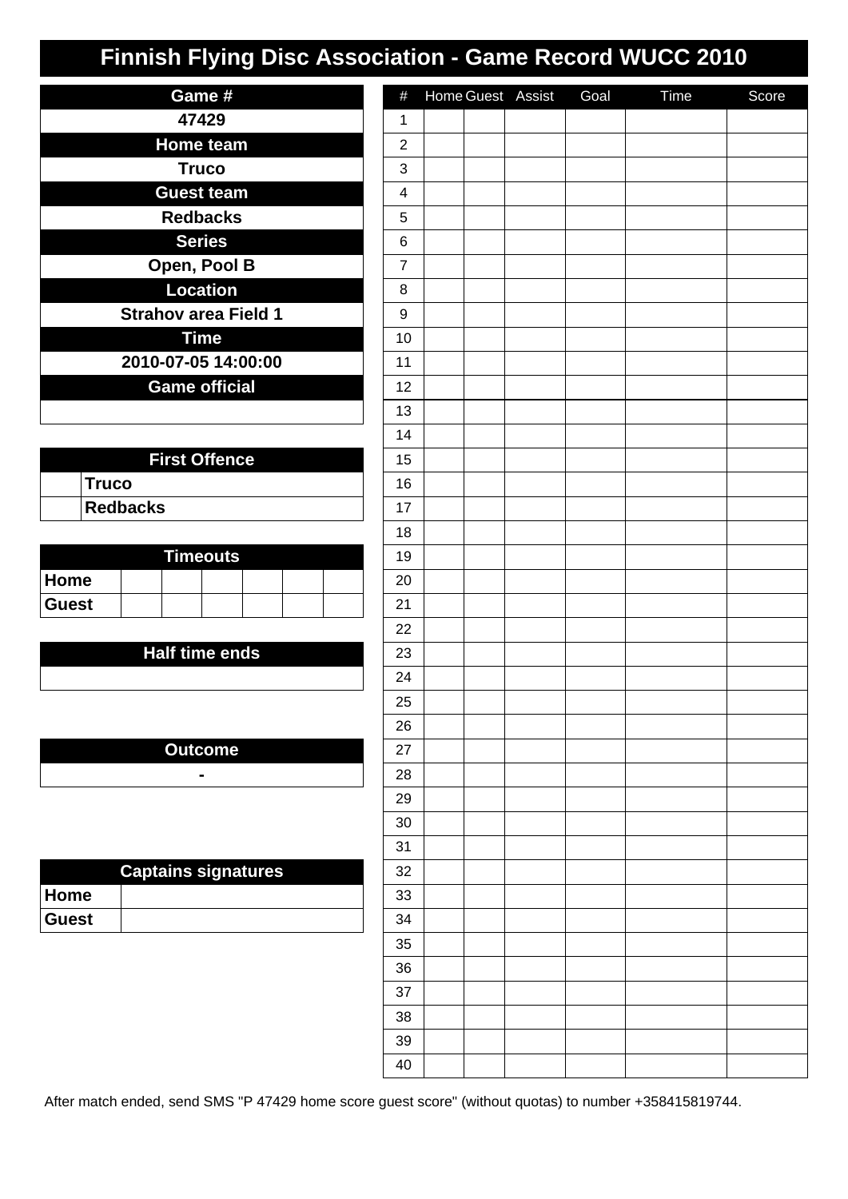# Finnish Flying Disc Association - Game Record WUCC 2010

| Game # |
| --- |
| 47429 |
| **Home team** |
| Truco |
| **Guest team** |
| Redbacks |
| **Series** |
| Open, Pool B |
| **Location** |
| Strahov area Field 1 |
| **Time** |
| 2010-07-05 14:00:00 |
| **Game official** |
| |

| | First Offence |
| --- | --- |
| | Truco |
| | Redbacks |

| Timeouts | | | | | | |
| --- | --- | --- | --- | --- | --- | --- |
| Home | | | | | | |
| Guest | | | | | | |

| Half time ends |
| --- |
| |

| Outcome |
| --- |
| - |

| Captains signatures | |
| --- | --- |
| Home | |
| Guest | |

| # | Home | Guest | Assist | Goal | Time | Score |
| --- | --- | --- | --- | --- | --- | --- |
| 1 | | | | | | |
| 2 | | | | | | |
| 3 | | | | | | |
| 4 | | | | | | |
| 5 | | | | | | |
| 6 | | | | | | |
| 7 | | | | | | |
| 8 | | | | | | |
| 9 | | | | | | |
| 10 | | | | | | |
| 11 | | | | | | |
| 12 | | | | | | |
| 13 | | | | | | |
| 14 | | | | | | |
| 15 | | | | | | |
| 16 | | | | | | |
| 17 | | | | | | |
| 18 | | | | | | |
| 19 | | | | | | |
| 20 | | | | | | |
| 21 | | | | | | |
| 22 | | | | | | |
| 23 | | | | | | |
| 24 | | | | | | |
| 25 | | | | | | |
| 26 | | | | | | |
| 27 | | | | | | |
| 28 | | | | | | |
| 29 | | | | | | |
| 30 | | | | | | |
| 31 | | | | | | |
| 32 | | | | | | |
| 33 | | | | | | |
| 34 | | | | | | |
| 35 | | | | | | |
| 36 | | | | | | |
| 37 | | | | | | |
| 38 | | | | | | |
| 39 | | | | | | |
| 40 | | | | | | |

After match ended, send SMS "P 47429 home score guest score" (without quotas) to number +358415819744.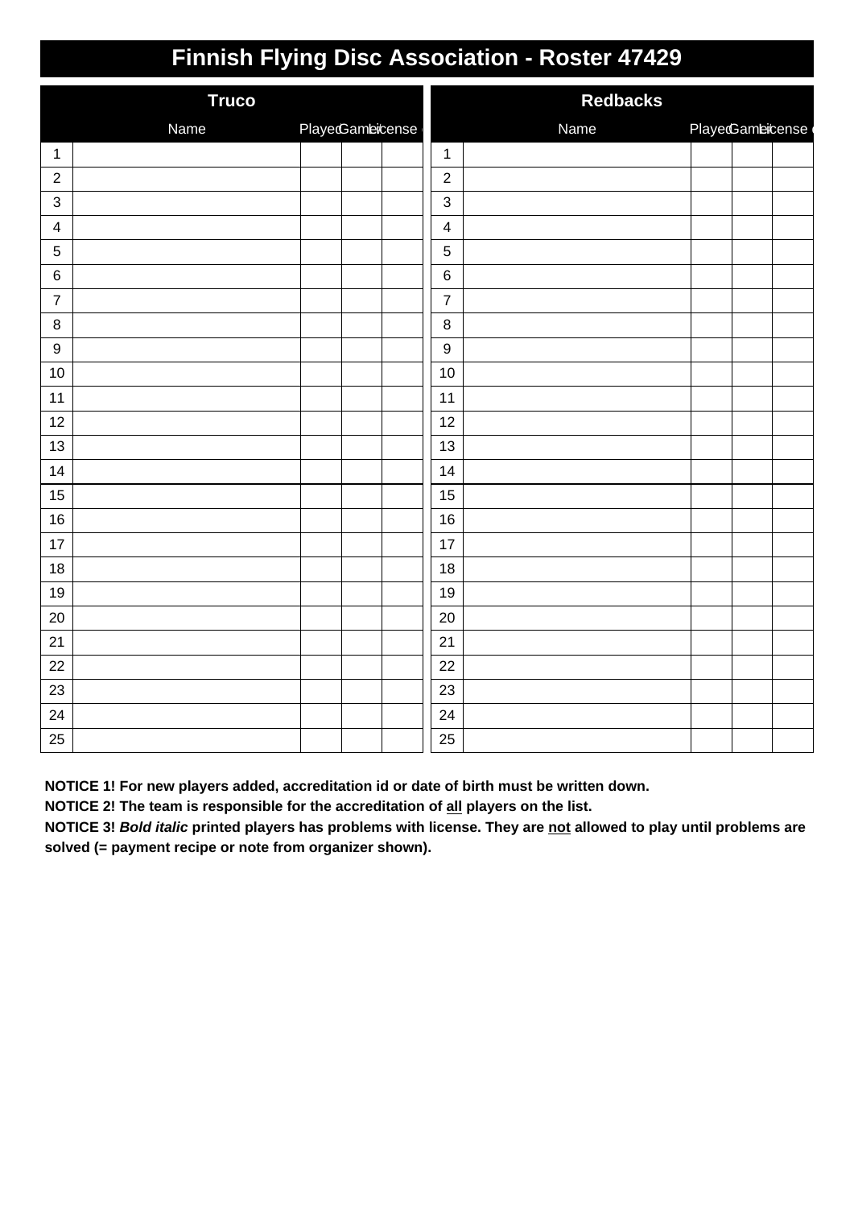# Finnish Flying Disc Association - Roster 47429

## Truco

| | Name | Played | Games | License ok |
|---|---|---|---|---|
| 1 | | | | |
| 2 | | | | |
| 3 | | | | |
| 4 | | | | |
| 5 | | | | |
| 6 | | | | |
| 7 | | | | |
| 8 | | | | |
| 9 | | | | |
| 10 | | | | |
| 11 | | | | |
| 12 | | | | |
| 13 | | | | |
| 14 | | | | |
| 15 | | | | |
| 16 | | | | |
| 17 | | | | |
| 18 | | | | |
| 19 | | | | |
| 20 | | | | |
| 21 | | | | |
| 22 | | | | |
| 23 | | | | |
| 24 | | | | |
| 25 | | | | |

## Redbacks

| | Name | Played | Games | License ok |
|---|---|---|---|---|
| 1 | | | | |
| 2 | | | | |
| 3 | | | | |
| 4 | | | | |
| 5 | | | | |
| 6 | | | | |
| 7 | | | | |
| 8 | | | | |
| 9 | | | | |
| 10 | | | | |
| 11 | | | | |
| 12 | | | | |
| 13 | | | | |
| 14 | | | | |
| 15 | | | | |
| 16 | | | | |
| 17 | | | | |
| 18 | | | | |
| 19 | | | | |
| 20 | | | | |
| 21 | | | | |
| 22 | | | | |
| 23 | | | | |
| 24 | | | | |
| 25 | | | | |

**NOTICE 1! For new players added, accreditation id or date of birth must be written down.**

**NOTICE 2! The team is responsible for the accreditation of all players on the list.**

**NOTICE 3! *Bold italic* printed players has problems with license. They are not allowed to play until problems are solved (= payment recipe or note from organizer shown).**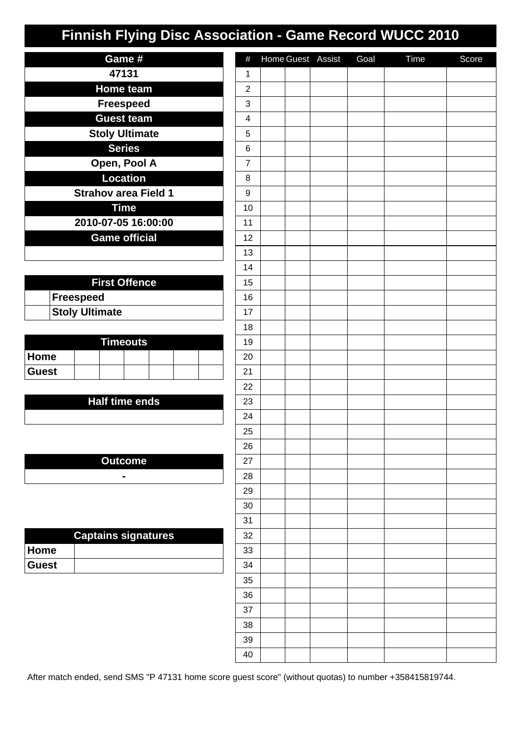# Finnish Flying Disc Association - Game Record WUCC 2010

| Game # |
| --- |
| 47131 |
| **Home team** |
| Freespeed |
| **Guest team** |
| Stoly Ultimate |
| **Series** |
| Open, Pool A |
| **Location** |
| Strahov area Field 1 |
| **Time** |
| 2010-07-05 16:00:00 |
| **Game official** |
| |

| | First Offence |
| --- | --- |
| | Freespeed |
| | Stoly Ultimate |

| Timeouts | | | | | | |
| --- | --- | --- | --- | --- | --- | --- |
| Home | | | | | | |
| Guest | | | | | | |

| Half time ends |
| --- |
| |

| Outcome |
| --- |
| - |

| Captains signatures | |
| --- | --- |
| Home | |
| Guest | |

| # | Home | Guest | Assist | Goal | Time | Score |
| --- | --- | --- | --- | --- | --- | --- |
| 1 | | | | | | |
| 2 | | | | | | |
| 3 | | | | | | |
| 4 | | | | | | |
| 5 | | | | | | |
| 6 | | | | | | |
| 7 | | | | | | |
| 8 | | | | | | |
| 9 | | | | | | |
| 10 | | | | | | |
| 11 | | | | | | |
| 12 | | | | | | |
| 13 | | | | | | |
| 14 | | | | | | |
| 15 | | | | | | |
| 16 | | | | | | |
| 17 | | | | | | |
| 18 | | | | | | |
| 19 | | | | | | |
| 20 | | | | | | |
| 21 | | | | | | |
| 22 | | | | | | |
| 23 | | | | | | |
| 24 | | | | | | |
| 25 | | | | | | |
| 26 | | | | | | |
| 27 | | | | | | |
| 28 | | | | | | |
| 29 | | | | | | |
| 30 | | | | | | |
| 31 | | | | | | |
| 32 | | | | | | |
| 33 | | | | | | |
| 34 | | | | | | |
| 35 | | | | | | |
| 36 | | | | | | |
| 37 | | | | | | |
| 38 | | | | | | |
| 39 | | | | | | |
| 40 | | | | | | |

After match ended, send SMS "P 47131 home score guest score" (without quotas) to number +358415819744.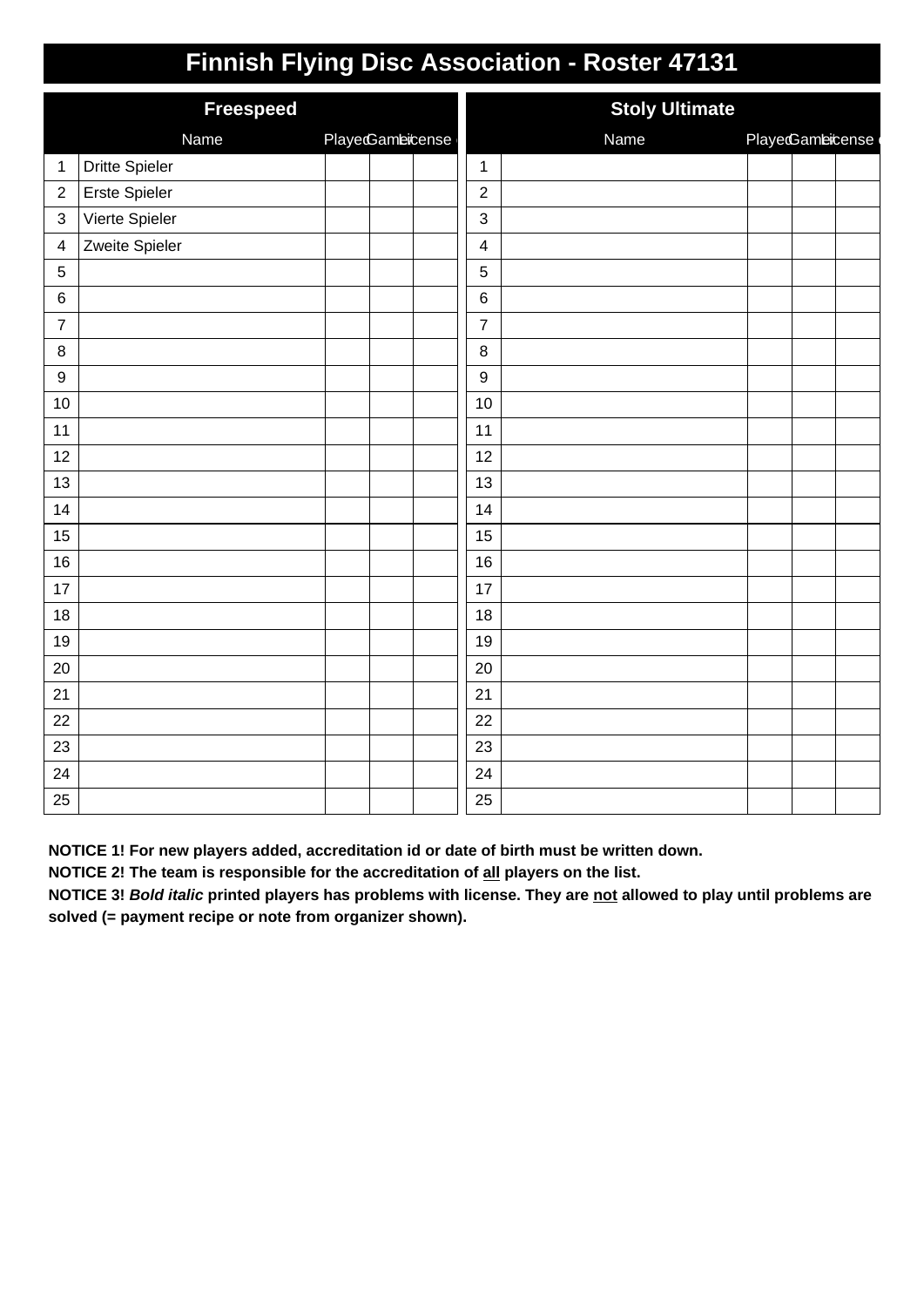# Finnish Flying Disc Association - Roster 47131

## Freespeed

| | Name | Played | Games | License |
|---|---|---|---|---|
| 1 | Dritte Spieler | | | |
| 2 | Erste Spieler | | | |
| 3 | Vierte Spieler | | | |
| 4 | Zweite Spieler | | | |
| 5 | | | | |
| 6 | | | | |
| 7 | | | | |
| 8 | | | | |
| 9 | | | | |
| 10 | | | | |
| 11 | | | | |
| 12 | | | | |
| 13 | | | | |
| 14 | | | | |
| 15 | | | | |
| 16 | | | | |
| 17 | | | | |
| 18 | | | | |
| 19 | | | | |
| 20 | | | | |
| 21 | | | | |
| 22 | | | | |
| 23 | | | | |
| 24 | | | | |
| 25 | | | | |

## Stoly Ultimate

| | Name | Played | Games | License |
|---|---|---|---|---|
| 1 | | | | |
| 2 | | | | |
| 3 | | | | |
| 4 | | | | |
| 5 | | | | |
| 6 | | | | |
| 7 | | | | |
| 8 | | | | |
| 9 | | | | |
| 10 | | | | |
| 11 | | | | |
| 12 | | | | |
| 13 | | | | |
| 14 | | | | |
| 15 | | | | |
| 16 | | | | |
| 17 | | | | |
| 18 | | | | |
| 19 | | | | |
| 20 | | | | |
| 21 | | | | |
| 22 | | | | |
| 23 | | | | |
| 24 | | | | |
| 25 | | | | |

**NOTICE 1! For new players added, accreditation id or date of birth must be written down.**

**NOTICE 2! The team is responsible for the accreditation of all players on the list.**

**NOTICE 3! *Bold italic* printed players has problems with license. They are not allowed to play until problems are solved (= payment recipe or note from organizer shown).**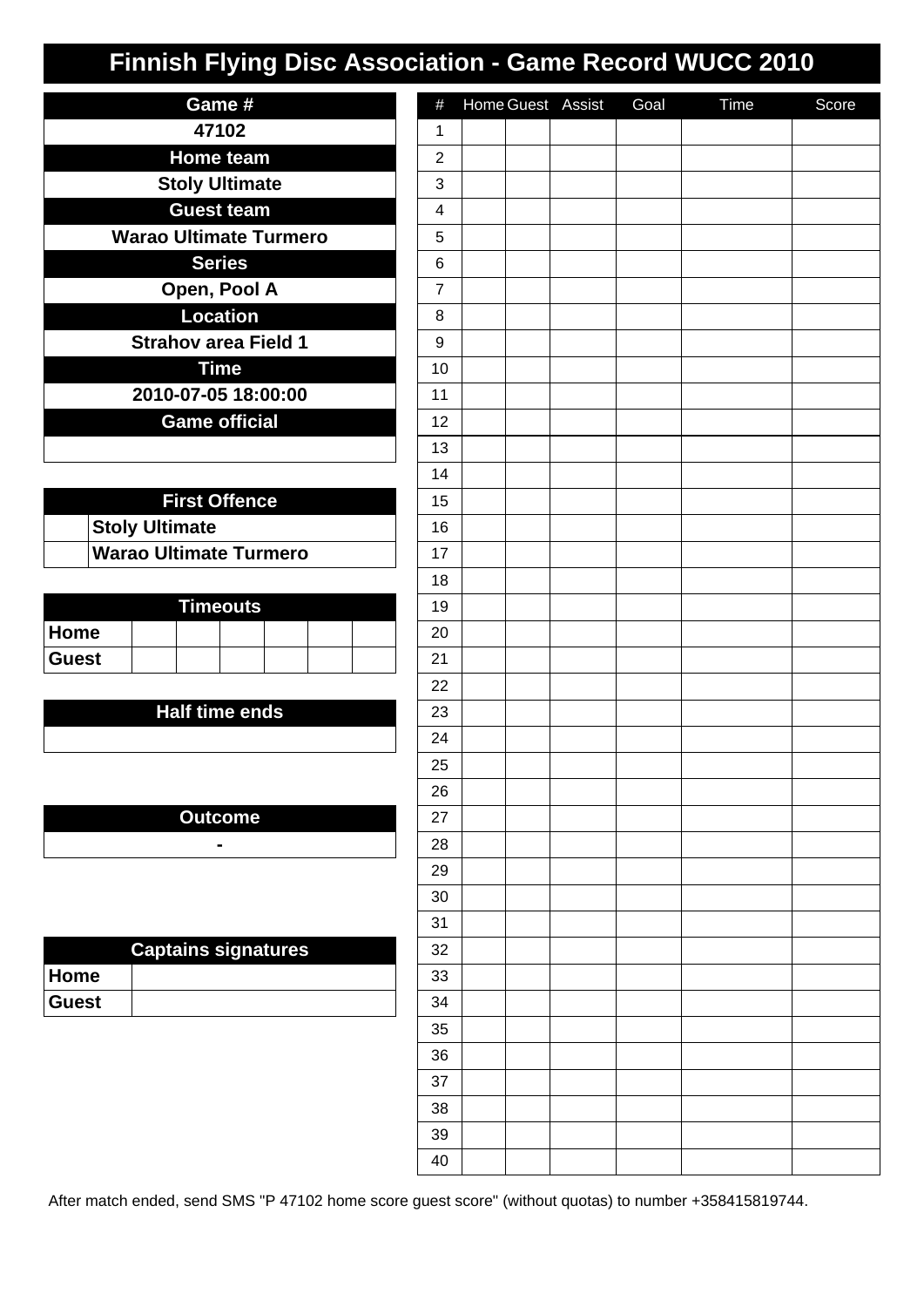# Finnish Flying Disc Association - Game Record WUCC 2010

| Game # |
|---|
| 47102 |
| **Home team** |
| Stoly Ultimate |
| **Guest team** |
| Warao Ultimate Turmero |
| **Series** |
| Open, Pool A |
| **Location** |
| Strahov area Field 1 |
| **Time** |
| 2010-07-05 18:00:00 |
| **Game official** |
| |

| | First Offence |
|---|---|
| | Stoly Ultimate |
| | Warao Ultimate Turmero |

| Timeouts | | | | | | |
|---|---|---|---|---|---|---|
| Home | | | | | | |
| Guest | | | | | | |

| Half time ends |
|---|
| |

| Outcome |
|---|
| - |

| Captains signatures | |
|---|---|
| Home | |
| Guest | |

| # | Home | Guest | Assist | Goal | Time | Score |
|---|---|---|---|---|---|---|
| 1 | | | | | | |
| 2 | | | | | | |
| 3 | | | | | | |
| 4 | | | | | | |
| 5 | | | | | | |
| 6 | | | | | | |
| 7 | | | | | | |
| 8 | | | | | | |
| 9 | | | | | | |
| 10 | | | | | | |
| 11 | | | | | | |
| 12 | | | | | | |
| 13 | | | | | | |
| 14 | | | | | | |
| 15 | | | | | | |
| 16 | | | | | | |
| 17 | | | | | | |
| 18 | | | | | | |
| 19 | | | | | | |
| 20 | | | | | | |
| 21 | | | | | | |
| 22 | | | | | | |
| 23 | | | | | | |
| 24 | | | | | | |
| 25 | | | | | | |
| 26 | | | | | | |
| 27 | | | | | | |
| 28 | | | | | | |
| 29 | | | | | | |
| 30 | | | | | | |
| 31 | | | | | | |
| 32 | | | | | | |
| 33 | | | | | | |
| 34 | | | | | | |
| 35 | | | | | | |
| 36 | | | | | | |
| 37 | | | | | | |
| 38 | | | | | | |
| 39 | | | | | | |
| 40 | | | | | | |

After match ended, send SMS "P 47102 home score guest score" (without quotas) to number +358415819744.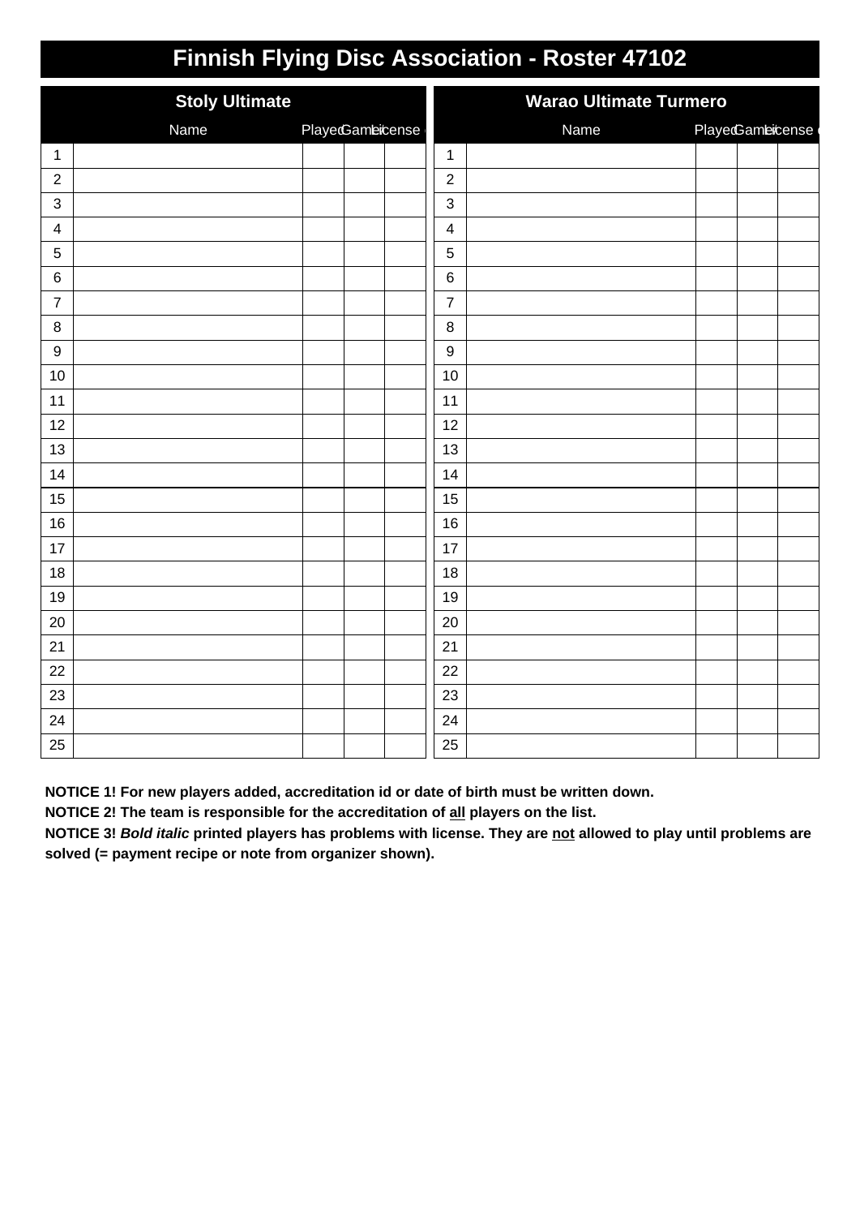# Finnish Flying Disc Association - Roster 47102

## Stoly Ultimate

| | Name | Played | Games | License |
|---|---|---|---|---|
| 1 | | | | |
| 2 | | | | |
| 3 | | | | |
| 4 | | | | |
| 5 | | | | |
| 6 | | | | |
| 7 | | | | |
| 8 | | | | |
| 9 | | | | |
| 10 | | | | |
| 11 | | | | |
| 12 | | | | |
| 13 | | | | |
| 14 | | | | |
| 15 | | | | |
| 16 | | | | |
| 17 | | | | |
| 18 | | | | |
| 19 | | | | |
| 20 | | | | |
| 21 | | | | |
| 22 | | | | |
| 23 | | | | |
| 24 | | | | |
| 25 | | | | |

## Warao Ultimate Turmero

| | Name | Played | Games | License |
|---|---|---|---|---|
| 1 | | | | |
| 2 | | | | |
| 3 | | | | |
| 4 | | | | |
| 5 | | | | |
| 6 | | | | |
| 7 | | | | |
| 8 | | | | |
| 9 | | | | |
| 10 | | | | |
| 11 | | | | |
| 12 | | | | |
| 13 | | | | |
| 14 | | | | |
| 15 | | | | |
| 16 | | | | |
| 17 | | | | |
| 18 | | | | |
| 19 | | | | |
| 20 | | | | |
| 21 | | | | |
| 22 | | | | |
| 23 | | | | |
| 24 | | | | |
| 25 | | | | |

**NOTICE 1! For new players added, accreditation id or date of birth must be written down.**

**NOTICE 2! The team is responsible for the accreditation of <u>all</u> players on the list.**

**NOTICE 3! *Bold italic* printed players has problems with license. They are <u>not</u> allowed to play until problems are solved (= payment recipe or note from organizer shown).**